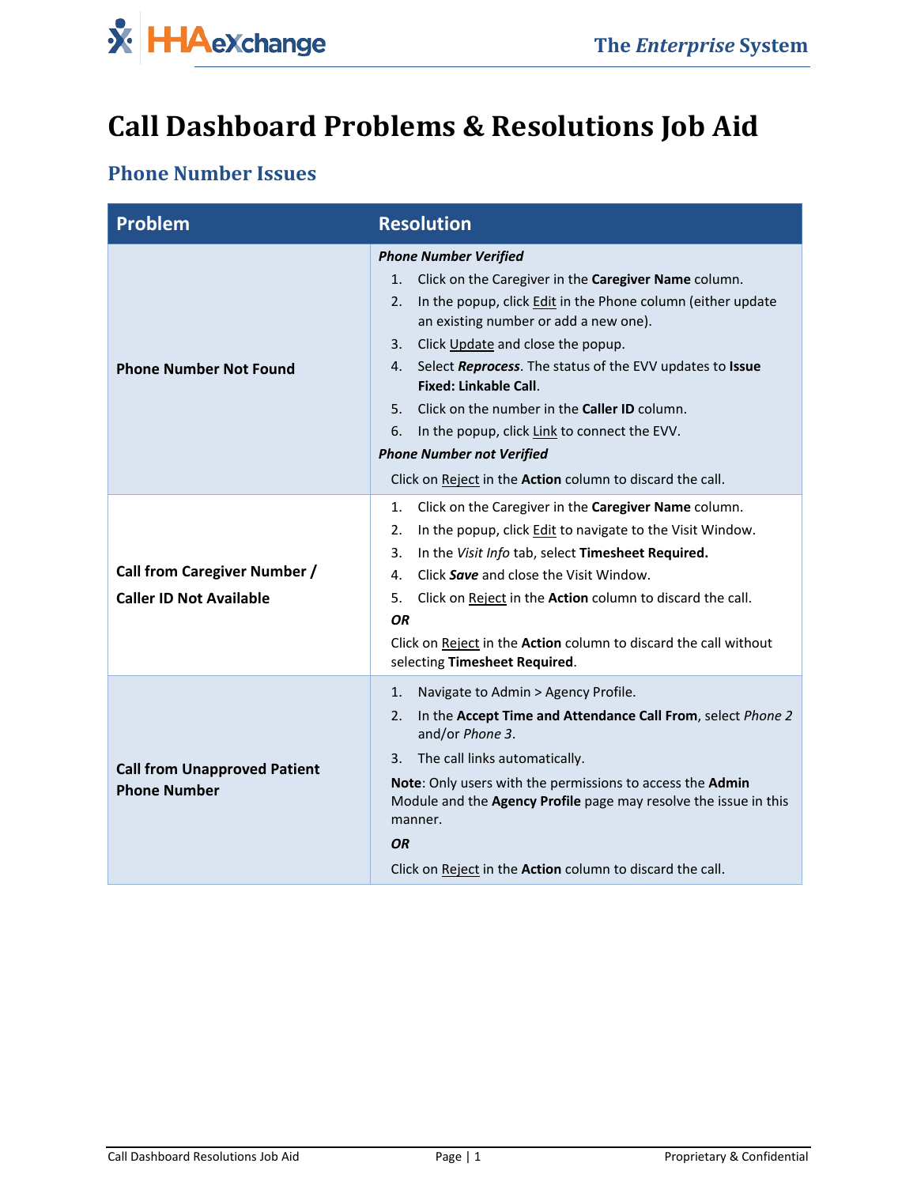# Call Dashboard Problems & Resolutions Job Aid

## Phone Number Issues

| Problem | Resolution |
|---|---|
| **Phone Number Not Found** | ***Phone Number Verified***<br>1. Click on the Caregiver in the **Caregiver Name** column.<br>2. In the popup, click Edit in the Phone column (either update an existing number or add a new one).<br>3. Click Update and close the popup.<br>4. Select ***Reprocess***. The status of the EVV updates to **Issue Fixed: Linkable Call**.<br>5. Click on the number in the **Caller ID** column.<br>6. In the popup, click Link to connect the EVV.<br>***Phone Number not Verified***<br>Click on Reject in the **Action** column to discard the call. |
| **Call from Caregiver Number / Caller ID Not Available** | 1. Click on the Caregiver in the **Caregiver Name** column.<br>2. In the popup, click Edit to navigate to the Visit Window.<br>3. In the *Visit Info* tab, select **Timesheet Required.**<br>4. Click ***Save*** and close the Visit Window.<br>5. Click on Reject in the **Action** column to discard the call.<br>***OR***<br>Click on Reject in the **Action** column to discard the call without selecting **Timesheet Required**. |
| **Call from Unapproved Patient Phone Number** | 1. Navigate to Admin > Agency Profile.<br>2. In the **Accept Time and Attendance Call From**, select *Phone 2* and/or *Phone 3*.<br>3. The call links automatically.<br>**Note**: Only users with the permissions to access the **Admin** Module and the **Agency Profile** page may resolve the issue in this manner.<br>***OR***<br>Click on Reject in the **Action** column to discard the call. |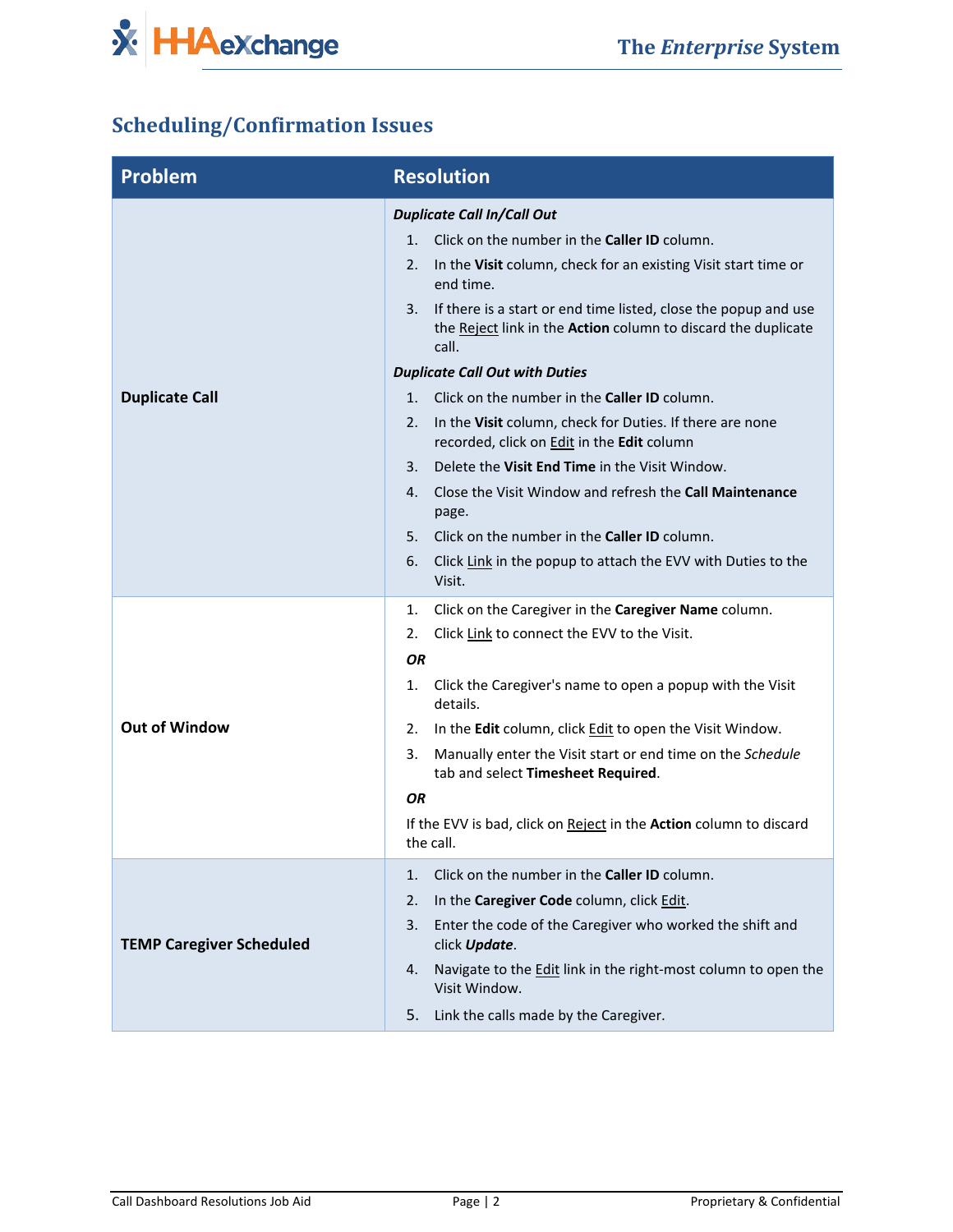## Scheduling/Confirmation Issues

| Problem | Resolution |
|---|---|
| **Duplicate Call** | ***Duplicate Call In/Call Out***<br>1. Click on the number in the **Caller ID** column.<br>2. In the **Visit** column, check for an existing Visit start time or end time.<br>3. If there is a start or end time listed, close the popup and use the Reject link in the **Action** column to discard the duplicate call.<br>***Duplicate Call Out with Duties***<br>1. Click on the number in the **Caller ID** column.<br>2. In the **Visit** column, check for Duties. If there are none recorded, click on Edit in the **Edit** column<br>3. Delete the **Visit End Time** in the Visit Window.<br>4. Close the Visit Window and refresh the **Call Maintenance** page.<br>5. Click on the number in the **Caller ID** column.<br>6. Click Link in the popup to attach the EVV with Duties to the Visit. |
| **Out of Window** | 1. Click on the Caregiver in the **Caregiver Name** column.<br>2. Click Link to connect the EVV to the Visit.<br>***OR***<br>1. Click the Caregiver's name to open a popup with the Visit details.<br>2. In the **Edit** column, click Edit to open the Visit Window.<br>3. Manually enter the Visit start or end time on the *Schedule* tab and select **Timesheet Required**.<br>***OR***<br>If the EVV is bad, click on Reject in the **Action** column to discard the call. |
| **TEMP Caregiver Scheduled** | 1. Click on the number in the **Caller ID** column.<br>2. In the **Caregiver Code** column, click Edit.<br>3. Enter the code of the Caregiver who worked the shift and click ***Update***.<br>4. Navigate to the Edit link in the right-most column to open the Visit Window.<br>5. Link the calls made by the Caregiver. |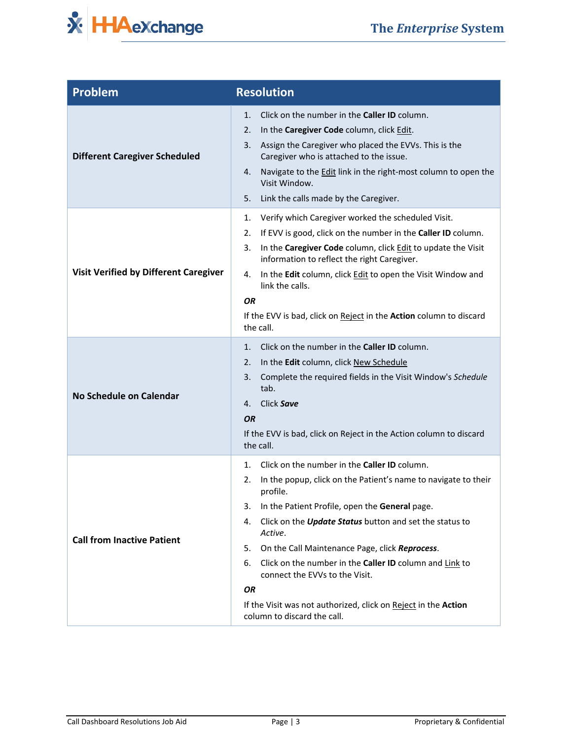| Problem | Resolution |
|---|---|
| **Different Caregiver Scheduled** | 1. Click on the number in the **Caller ID** column.<br>2. In the **Caregiver Code** column, click Edit.<br>3. Assign the Caregiver who placed the EVVs. This is the Caregiver who is attached to the issue.<br>4. Navigate to the Edit link in the right-most column to open the Visit Window.<br>5. Link the calls made by the Caregiver. |
| **Visit Verified by Different Caregiver** | 1. Verify which Caregiver worked the scheduled Visit.<br>2. If EVV is good, click on the number in the **Caller ID** column.<br>3. In the **Caregiver Code** column, click Edit to update the Visit information to reflect the right Caregiver.<br>4. In the **Edit** column, click Edit to open the Visit Window and link the calls.<br>***OR***<br>If the EVV is bad, click on Reject in the **Action** column to discard the call. |
| **No Schedule on Calendar** | 1. Click on the number in the **Caller ID** column.<br>2. In the **Edit** column, click New Schedule<br>3. Complete the required fields in the Visit Window's *Schedule* tab.<br>4. Click ***Save***<br>***OR***<br>If the EVV is bad, click on Reject in the Action column to discard the call. |
| **Call from Inactive Patient** | 1. Click on the number in the **Caller ID** column.<br>2. In the popup, click on the Patient's name to navigate to their profile.<br>3. In the Patient Profile, open the **General** page.<br>4. Click on the ***Update Status*** button and set the status to *Active*.<br>5. On the Call Maintenance Page, click ***Reprocess***.<br>6. Click on the number in the **Caller ID** column and Link to connect the EVVs to the Visit.<br>***OR***<br>If the Visit was not authorized, click on Reject in the **Action** column to discard the call. |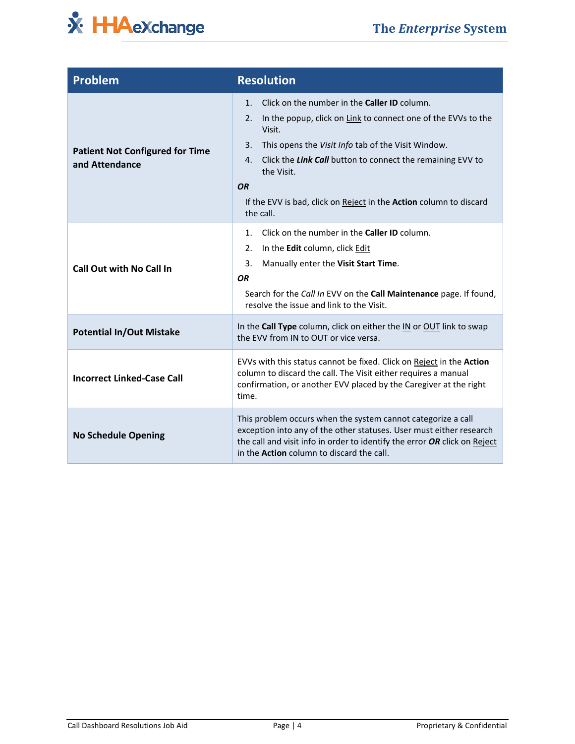| Problem | Resolution |
| --- | --- |
| **Patient Not Configured for Time and Attendance** | 1. Click on the number in the **Caller ID** column.<br>2. In the popup, click on Link to connect one of the EVVs to the Visit.<br>3. This opens the *Visit Info* tab of the Visit Window.<br>4. Click the ***Link Call*** button to connect the remaining EVV to the Visit.<br>***OR***<br>If the EVV is bad, click on Reject in the **Action** column to discard the call. |
| **Call Out with No Call In** | 1. Click on the number in the **Caller ID** column.<br>2. In the **Edit** column, click Edit<br>3. Manually enter the **Visit Start Time**.<br>***OR***<br>Search for the *Call In* EVV on the **Call Maintenance** page. If found, resolve the issue and link to the Visit. |
| **Potential In/Out Mistake** | In the **Call Type** column, click on either the IN or OUT link to swap the EVV from IN to OUT or vice versa. |
| **Incorrect Linked-Case Call** | EVVs with this status cannot be fixed. Click on Reject in the **Action** column to discard the call. The Visit either requires a manual confirmation, or another EVV placed by the Caregiver at the right time. |
| **No Schedule Opening** | This problem occurs when the system cannot categorize a call exception into any of the other statuses. User must either research the call and visit info in order to identify the error ***OR*** click on Reject in the **Action** column to discard the call. |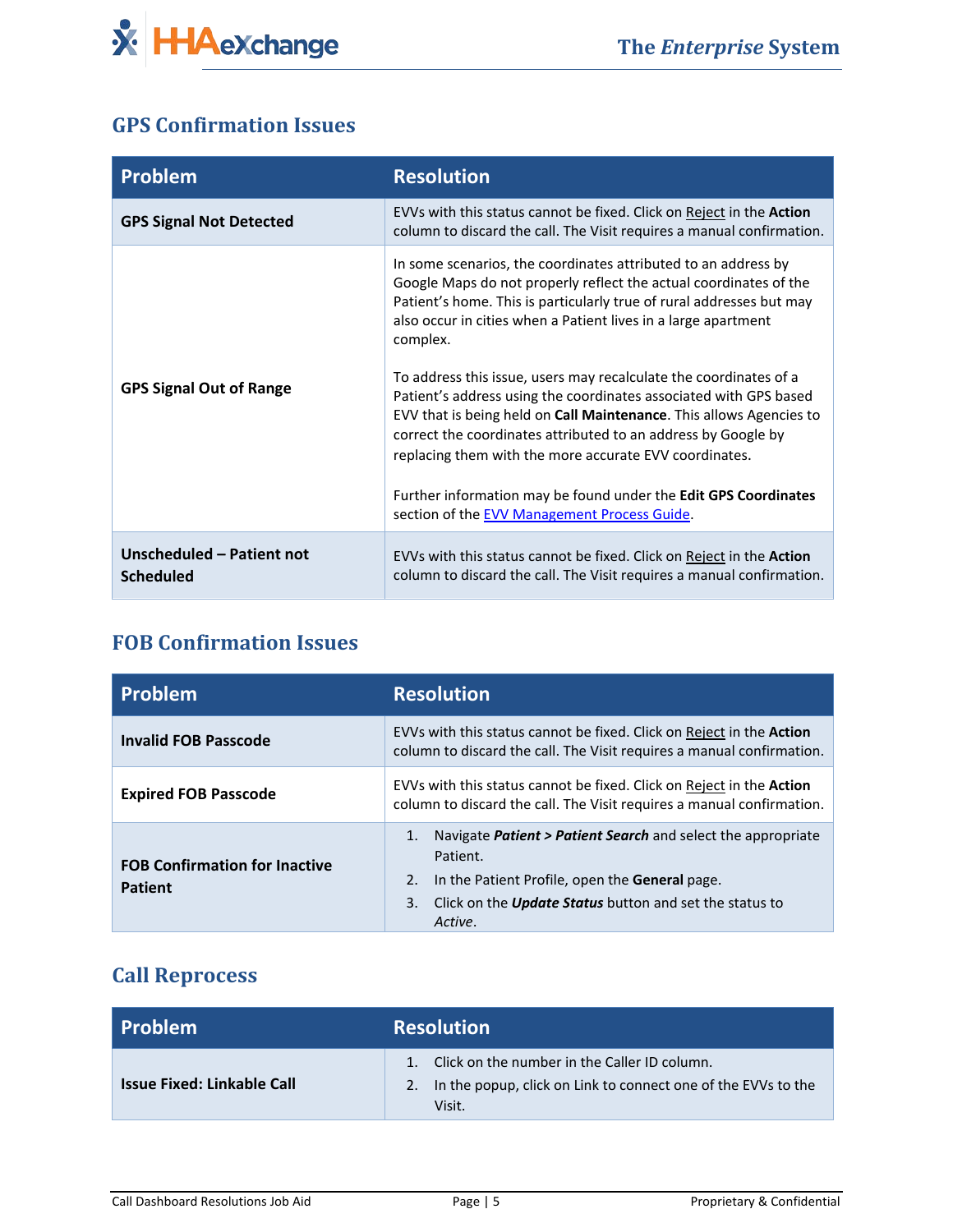## GPS Confirmation Issues

| Problem | Resolution |
|---|---|
| **GPS Signal Not Detected** | EVVs with this status cannot be fixed. Click on Reject in the **Action** column to discard the call. The Visit requires a manual confirmation. |
| **GPS Signal Out of Range** | In some scenarios, the coordinates attributed to an address by Google Maps do not properly reflect the actual coordinates of the Patient's home. This is particularly true of rural addresses but may also occur in cities when a Patient lives in a large apartment complex.<br><br>To address this issue, users may recalculate the coordinates of a Patient's address using the coordinates associated with GPS based EVV that is being held on **Call Maintenance**. This allows Agencies to correct the coordinates attributed to an address by Google by replacing them with the more accurate EVV coordinates.<br><br>Further information may be found under the **Edit GPS Coordinates** section of the EVV Management Process Guide. |
| **Unscheduled – Patient not Scheduled** | EVVs with this status cannot be fixed. Click on Reject in the **Action** column to discard the call. The Visit requires a manual confirmation. |

## FOB Confirmation Issues

| Problem | Resolution |
|---|---|
| **Invalid FOB Passcode** | EVVs with this status cannot be fixed. Click on Reject in the **Action** column to discard the call. The Visit requires a manual confirmation. |
| **Expired FOB Passcode** | EVVs with this status cannot be fixed. Click on Reject in the **Action** column to discard the call. The Visit requires a manual confirmation. |
| **FOB Confirmation for Inactive Patient** | 1. Navigate ***Patient > Patient Search*** and select the appropriate Patient.<br>2. In the Patient Profile, open the **General** page.<br>3. Click on the ***Update Status*** button and set the status to *Active*. |

## Call Reprocess

| Problem | Resolution |
|---|---|
| **Issue Fixed: Linkable Call** | 1. Click on the number in the Caller ID column.<br>2. In the popup, click on Link to connect one of the EVVs to the Visit. |